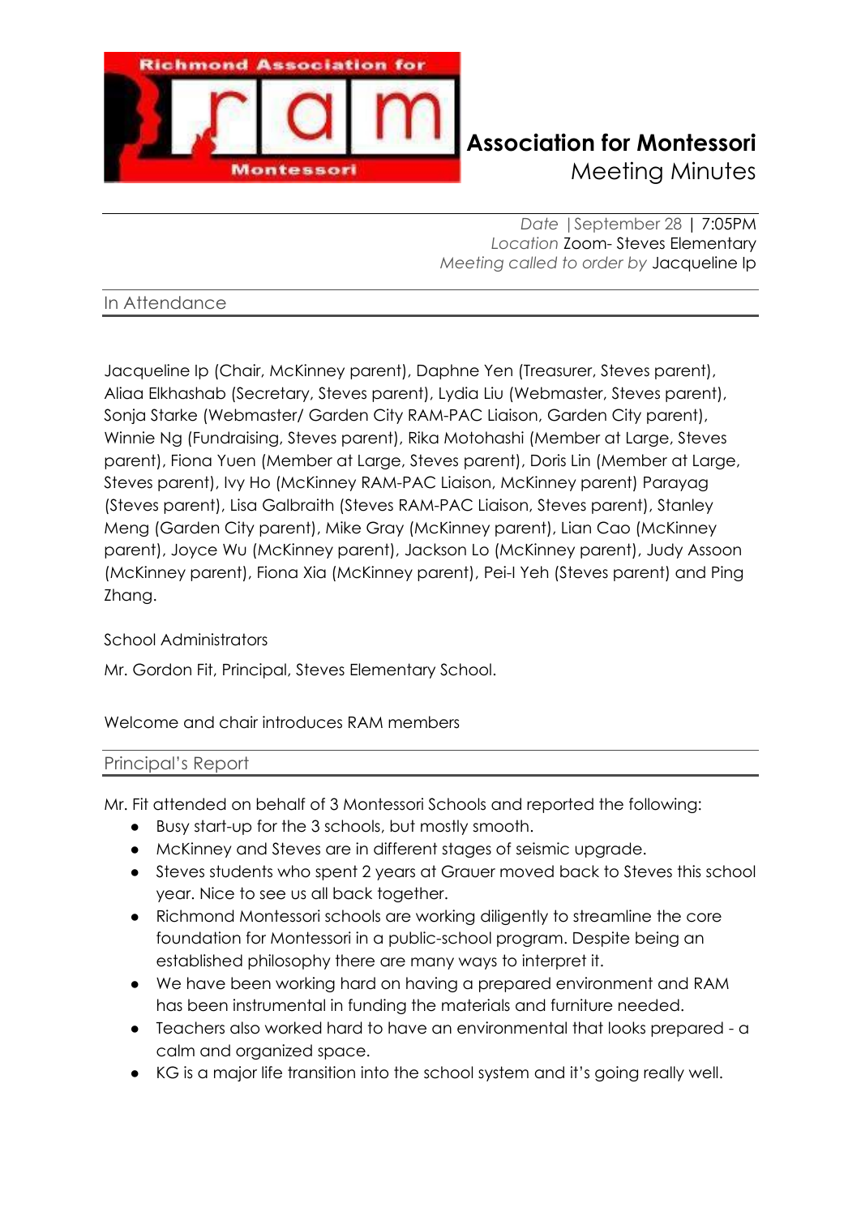# Association for Montessori
Meeting Minutes

*Date* | September 28 | 7:05PM
*Location* Zoom- Steves Elementary
*Meeting called to order by* Jacqueline Ip

## In Attendance

Jacqueline Ip (Chair, McKinney parent), Daphne Yen (Treasurer, Steves parent), Aliaa Elkhashab (Secretary, Steves parent), Lydia Liu (Webmaster, Steves parent), Sonja Starke (Webmaster/ Garden City RAM-PAC Liaison, Garden City parent), Winnie Ng (Fundraising, Steves parent), Rika Motohashi (Member at Large, Steves parent), Fiona Yuen (Member at Large, Steves parent), Doris Lin (Member at Large, Steves parent), Ivy Ho (McKinney RAM-PAC Liaison, McKinney parent) Parayag (Steves parent), Lisa Galbraith (Steves RAM-PAC Liaison, Steves parent), Stanley Meng (Garden City parent), Mike Gray (McKinney parent), Lian Cao (McKinney parent), Joyce Wu (McKinney parent), Jackson Lo (McKinney parent), Judy Assoon (McKinney parent), Fiona Xia (McKinney parent), Pei-I Yeh (Steves parent) and Ping Zhang.

School Administrators

Mr. Gordon Fit, Principal, Steves Elementary School.

Welcome and chair introduces RAM members

## Principal's Report

Mr. Fit attended on behalf of 3 Montessori Schools and reported the following:

- Busy start-up for the 3 schools, but mostly smooth.
- McKinney and Steves are in different stages of seismic upgrade.
- Steves students who spent 2 years at Grauer moved back to Steves this school year. Nice to see us all back together.
- Richmond Montessori schools are working diligently to streamline the core foundation for Montessori in a public-school program. Despite being an established philosophy there are many ways to interpret it.
- We have been working hard on having a prepared environment and RAM has been instrumental in funding the materials and furniture needed.
- Teachers also worked hard to have an environmental that looks prepared - a calm and organized space.
- KG is a major life transition into the school system and it's going really well.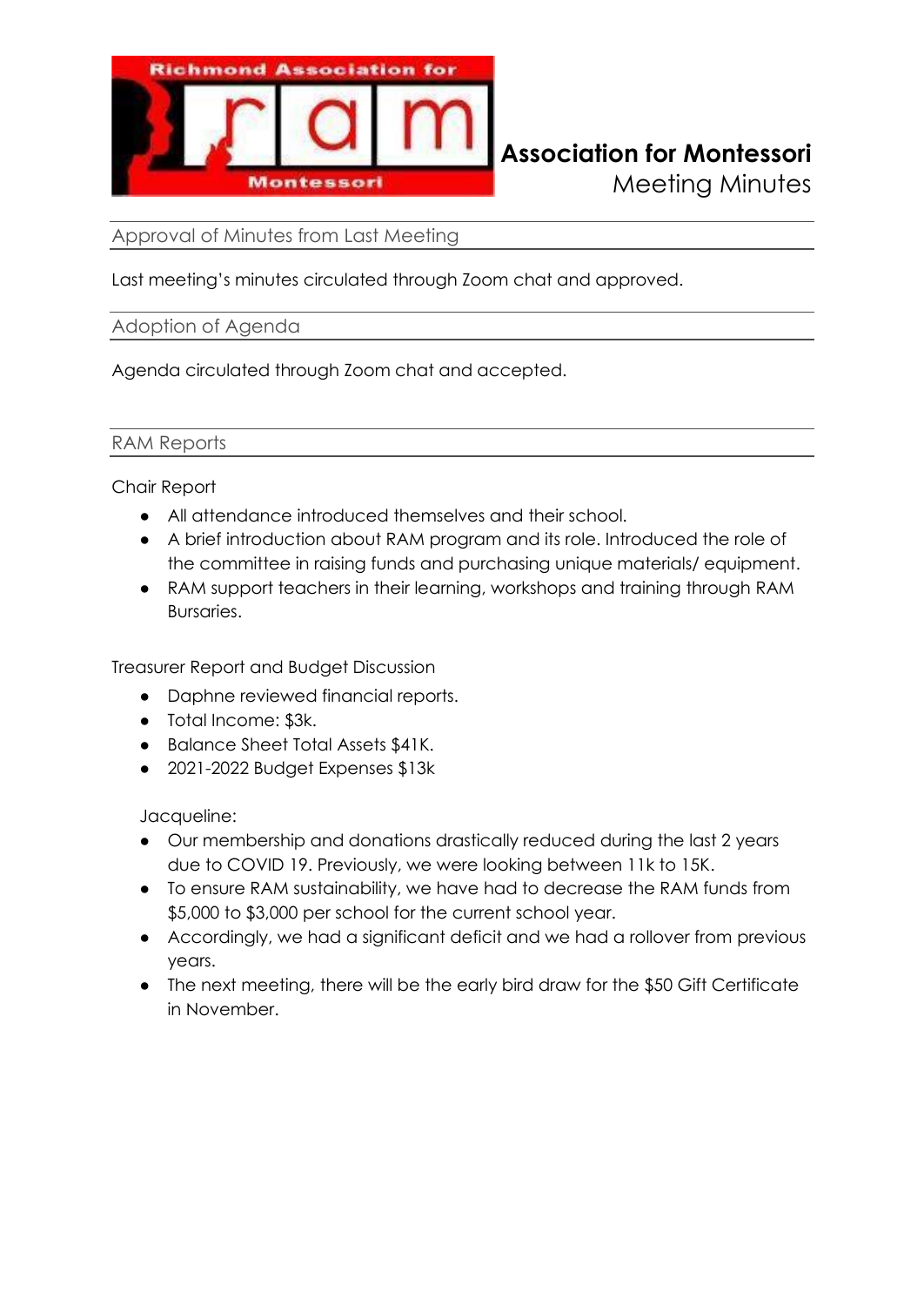**Association for Montessori**
Meeting Minutes

## Approval of Minutes from Last Meeting

Last meeting's minutes circulated through Zoom chat and approved.

## Adoption of Agenda

Agenda circulated through Zoom chat and accepted.

## RAM Reports

Chair Report

- All attendance introduced themselves and their school.
- A brief introduction about RAM program and its role. Introduced the role of the committee in raising funds and purchasing unique materials/ equipment.
- RAM support teachers in their learning, workshops and training through RAM Bursaries.

Treasurer Report and Budget Discussion

- Daphne reviewed financial reports.
- Total Income: $3k.
- Balance Sheet Total Assets $41K.
- 2021-2022 Budget Expenses $13k

Jacqueline:

- Our membership and donations drastically reduced during the last 2 years due to COVID 19. Previously, we were looking between 11k to 15K.
- To ensure RAM sustainability, we have had to decrease the RAM funds from $5,000 to $3,000 per school for the current school year.
- Accordingly, we had a significant deficit and we had a rollover from previous years.
- The next meeting, there will be the early bird draw for the $50 Gift Certificate in November.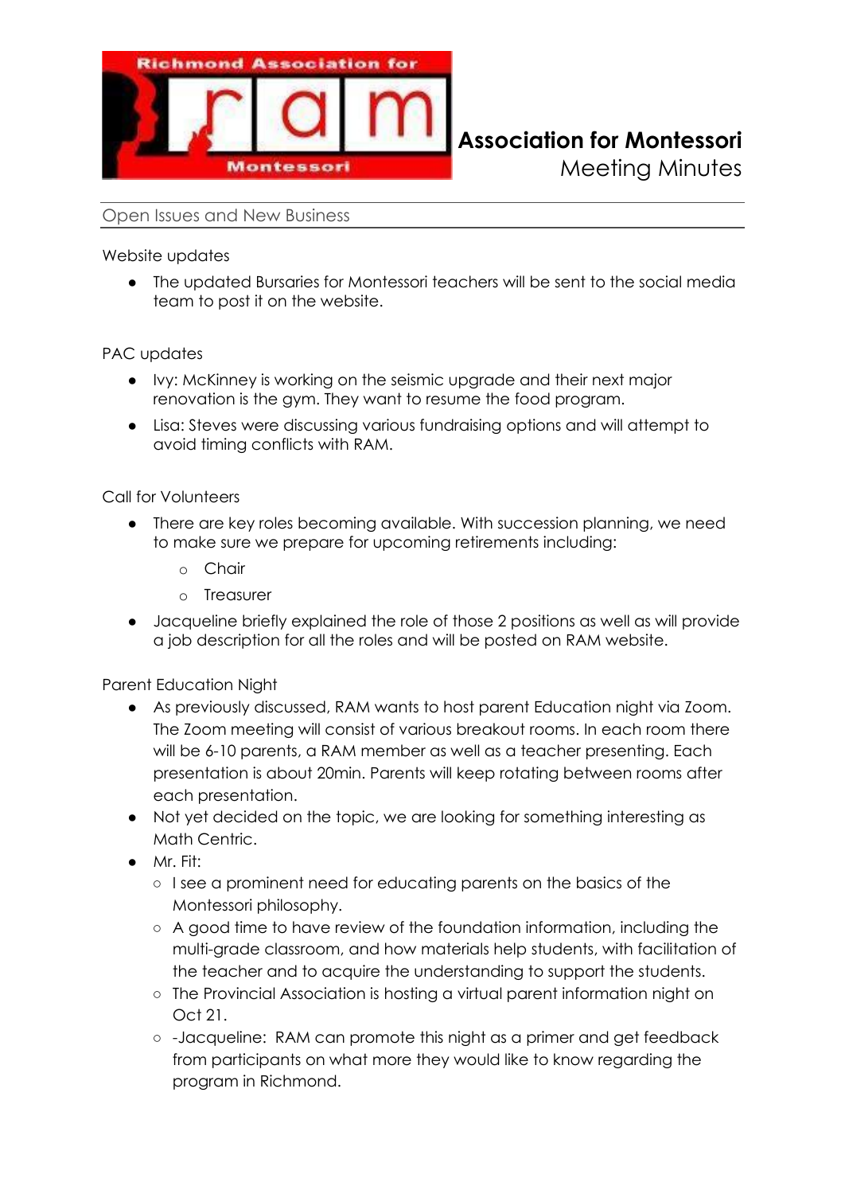## Association for Montessori
Meeting Minutes

### Open Issues and New Business

Website updates

- The updated Bursaries for Montessori teachers will be sent to the social media team to post it on the website.

PAC updates

- Ivy: McKinney is working on the seismic upgrade and their next major renovation is the gym. They want to resume the food program.
- Lisa: Steves were discussing various fundraising options and will attempt to avoid timing conflicts with RAM.

Call for Volunteers

- There are key roles becoming available. With succession planning, we need to make sure we prepare for upcoming retirements including:
  - Chair
  - Treasurer
- Jacqueline briefly explained the role of those 2 positions as well as will provide a job description for all the roles and will be posted on RAM website.

Parent Education Night

- As previously discussed, RAM wants to host parent Education night via Zoom. The Zoom meeting will consist of various breakout rooms. In each room there will be 6-10 parents, a RAM member as well as a teacher presenting. Each presentation is about 20min. Parents will keep rotating between rooms after each presentation.
- Not yet decided on the topic, we are looking for something interesting as Math Centric.
- Mr. Fit:
  - I see a prominent need for educating parents on the basics of the Montessori philosophy.
  - A good time to have review of the foundation information, including the multi-grade classroom, and how materials help students, with facilitation of the teacher and to acquire the understanding to support the students.
  - The Provincial Association is hosting a virtual parent information night on Oct 21.
  - -Jacqueline: RAM can promote this night as a primer and get feedback from participants on what more they would like to know regarding the program in Richmond.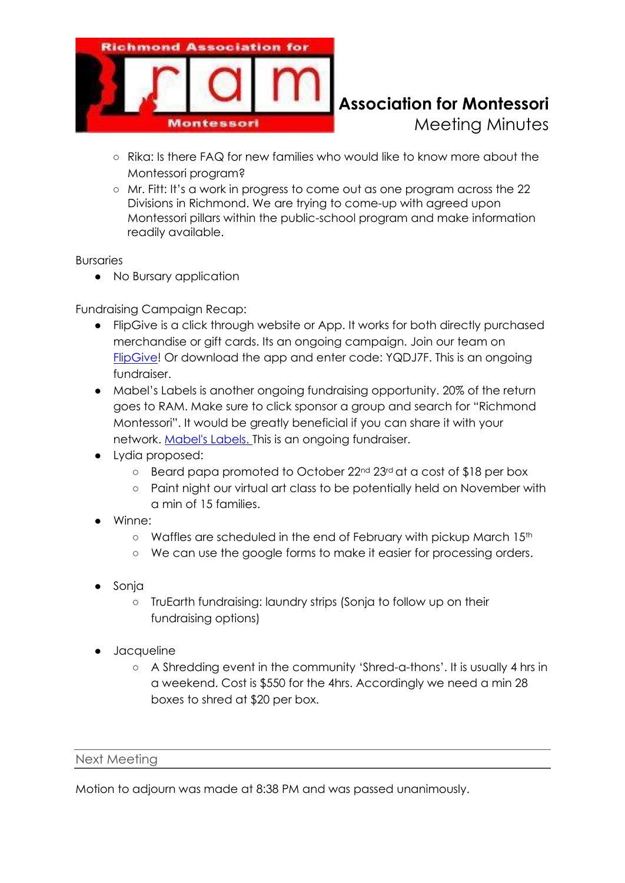- Rika: Is there FAQ for new families who would like to know more about the Montessori program?
- Mr. Fitt: It's a work in progress to come out as one program across the 22 Divisions in Richmond. We are trying to come-up with agreed upon Montessori pillars within the public-school program and make information readily available.

Bursaries

- No Bursary application

Fundraising Campaign Recap:

- FlipGive is a click through website or App. It works for both directly purchased merchandise or gift cards. Its an ongoing campaign. Join our team on FlipGive! Or download the app and enter code: YQDJ7F. This is an ongoing fundraiser.
- Mabel's Labels is another ongoing fundraising opportunity. 20% of the return goes to RAM. Make sure to click sponsor a group and search for "Richmond Montessori". It would be greatly beneficial if you can share it with your network. Mabel's Labels. This is an ongoing fundraiser.
- Lydia proposed:
  - Beard papa promoted to October 22nd 23rd at a cost of $18 per box
  - Paint night our virtual art class to be potentially held on November with a min of 15 families.
- Winne:
  - Waffles are scheduled in the end of February with pickup March 15th
  - We can use the google forms to make it easier for processing orders.
- Sonja
  - TruEarth fundraising: laundry strips (Sonja to follow up on their fundraising options)
- Jacqueline
  - A Shredding event in the community 'Shred-a-thons'. It is usually 4 hrs in a weekend. Cost is $550 for the 4hrs. Accordingly we need a min 28 boxes to shred at $20 per box.

## Next Meeting

Motion to adjourn was made at 8:38 PM and was passed unanimously.